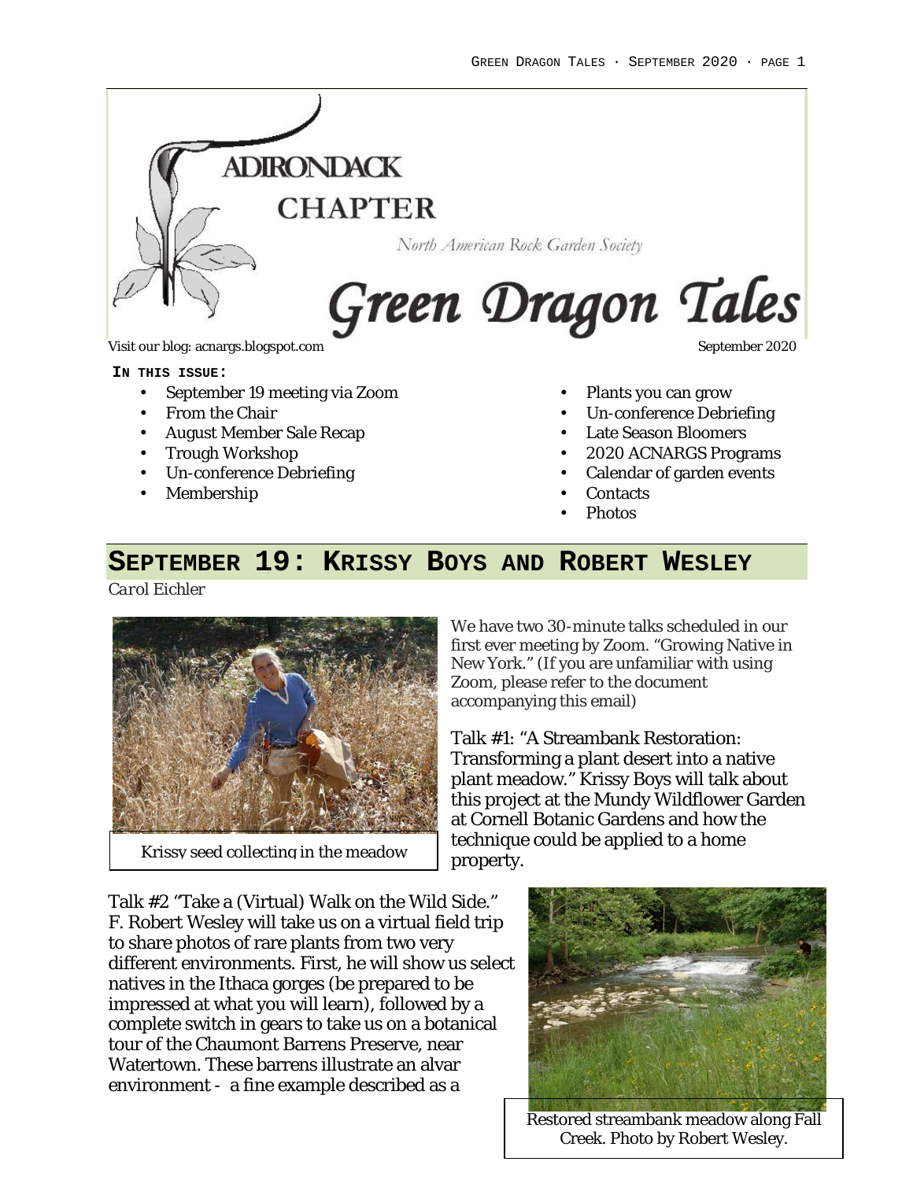# Adirondack Chapter

North American Rock Garden Society

# Green Dragon Tales

Visit our blog: acnargs.blogspot.com

September 2020

**IN THIS ISSUE:**

- September 19 meeting via Zoom
- From the Chair
- August Member Sale Recap
- Trough Workshop
- Un-conference Debriefing
- Membership
- Plants you can grow
- Un-conference Debriefing
- Late Season Bloomers
- 2020 ACNARGS Programs
- Calendar of garden events
- Contacts
- Photos

## SEPTEMBER 19: KRISSY BOYS AND ROBERT WESLEY

*Carol Eichler*

Krissy seed collecting in the meadow

We have two 30-minute talks scheduled in our first ever meeting by Zoom. "Growing Native in New York." (If you are unfamiliar with using Zoom, please refer to the document accompanying this email)

Talk #1: "A Streambank Restoration: Transforming a plant desert into a native plant meadow." Krissy Boys will talk about this project at the Mundy Wildflower Garden at Cornell Botanic Gardens and how the technique could be applied to a home property.

Talk #2 "Take a (Virtual) Walk on the Wild Side." F. Robert Wesley will take us on a virtual field trip to share photos of rare plants from two very different environments. First, he will show us select natives in the Ithaca gorges (be prepared to be impressed at what you will learn), followed by a complete switch in gears to take us on a botanical tour of the Chaumont Barrens Preserve, near Watertown. These barrens illustrate an alvar environment - a fine example described as a

Restored streambank meadow along Fall Creek. Photo by Robert Wesley.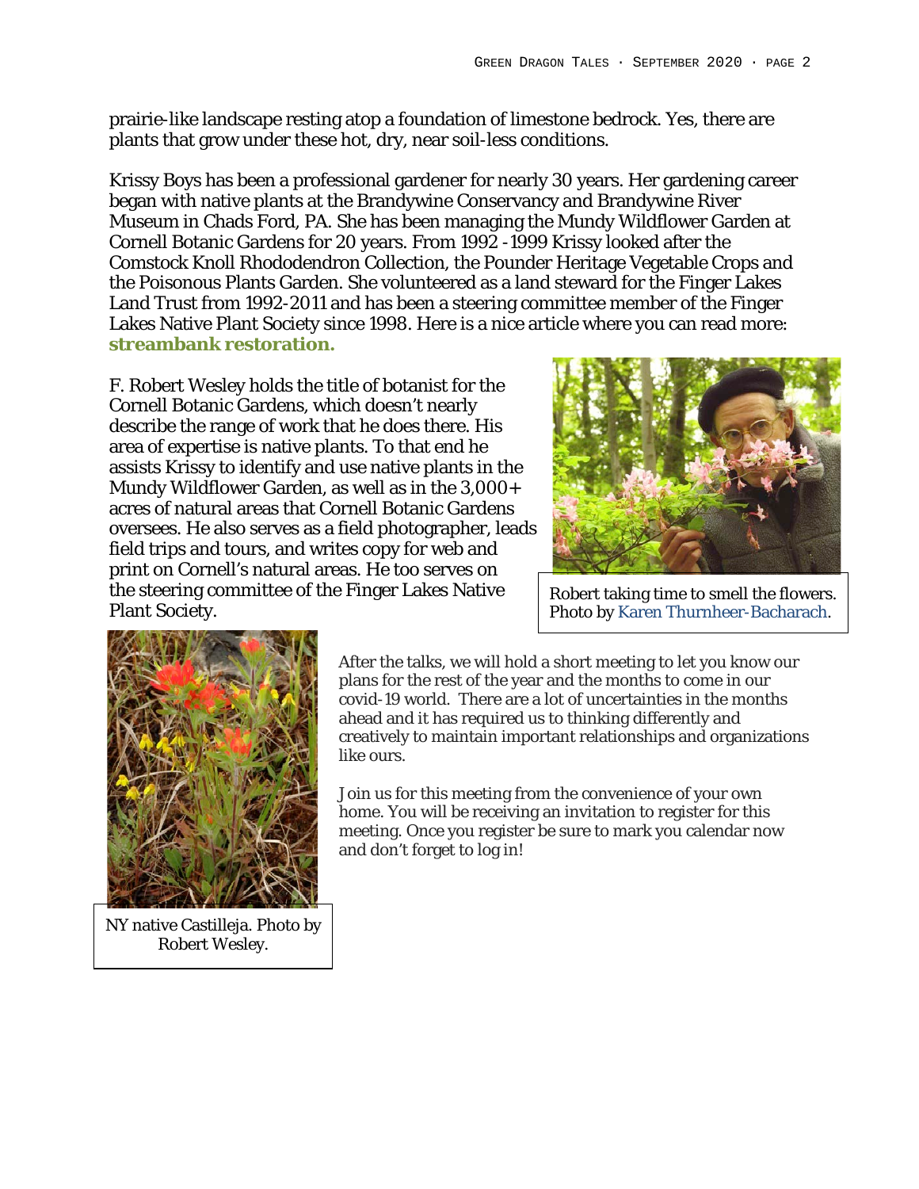prairie-like landscape resting atop a foundation of limestone bedrock. Yes, there are plants that grow under these hot, dry, near soil-less conditions.

Krissy Boys has been a professional gardener for nearly 30 years. Her gardening career began with native plants at the Brandywine Conservancy and Brandywine River Museum in Chads Ford, PA. She has been managing the Mundy Wildflower Garden at Cornell Botanic Gardens for 20 years. From 1992 -1999 Krissy looked after the Comstock Knoll Rhododendron Collection, the Pounder Heritage Vegetable Crops and the Poisonous Plants Garden. She volunteered as a land steward for the Finger Lakes Land Trust from 1992-2011 and has been a steering committee member of the Finger Lakes Native Plant Society since 1998. Here is a nice article where you can read more: **streambank restoration.**

F. Robert Wesley holds the title of botanist for the Cornell Botanic Gardens, which doesn't nearly describe the range of work that he does there. His area of expertise is native plants. To that end he assists Krissy to identify and use native plants in the Mundy Wildflower Garden, as well as in the 3,000+ acres of natural areas that Cornell Botanic Gardens oversees. He also serves as a field photographer, leads field trips and tours, and writes copy for web and print on Cornell's natural areas. He too serves on the steering committee of the Finger Lakes Native Plant Society.

Robert taking time to smell the flowers. Photo by Karen Thurnheer-Bacharach.

NY native Castilleja. Photo by Robert Wesley.

After the talks, we will hold a short meeting to let you know our plans for the rest of the year and the months to come in our covid-19 world. There are a lot of uncertainties in the months ahead and it has required us to thinking differently and creatively to maintain important relationships and organizations like ours.

Join us for this meeting from the convenience of your own home. You will be receiving an invitation to register for this meeting. Once you register be sure to mark you calendar now and don't forget to log in!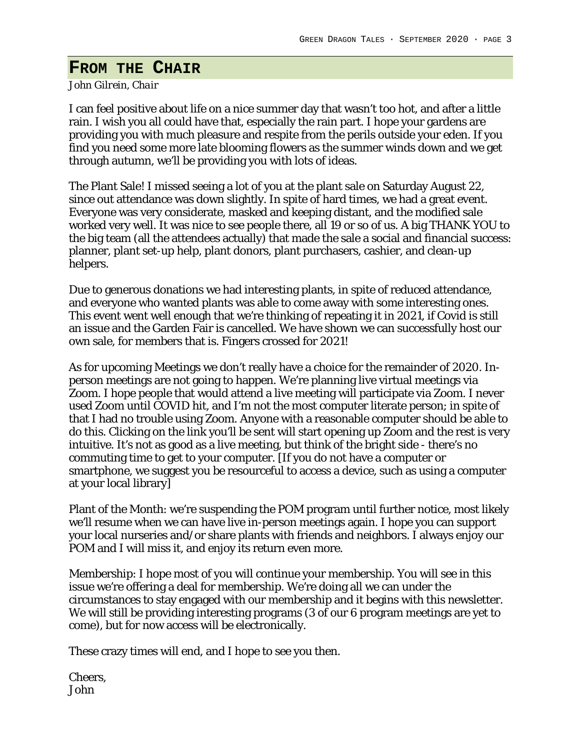## From the Chair

*John Gilrein, Chair*

I can feel positive about life on a nice summer day that wasn't too hot, and after a little rain. I wish you all could have that, especially the rain part. I hope your gardens are providing you with much pleasure and respite from the perils outside your eden. If you find you need some more late blooming flowers as the summer winds down and we get through autumn, we'll be providing you with lots of ideas.

The Plant Sale! I missed seeing a lot of you at the plant sale on Saturday August 22, since out attendance was down slightly. In spite of hard times, we had a great event. Everyone was very considerate, masked and keeping distant, and the modified sale worked very well. It was nice to see people there, all 19 or so of us. A big THANK YOU to the big team (all the attendees actually) that made the sale a social and financial success: planner, plant set-up help, plant donors, plant purchasers, cashier, and clean-up helpers.

Due to generous donations we had interesting plants, in spite of reduced attendance, and everyone who wanted plants was able to come away with some interesting ones. This event went well enough that we're thinking of repeating it in 2021, if Covid is still an issue and the Garden Fair is cancelled. We have shown we can successfully host our own sale, for members that is. Fingers crossed for 2021!

As for upcoming Meetings we don't really have a choice for the remainder of 2020. In-person meetings are not going to happen. We're planning live virtual meetings via Zoom. I hope people that would attend a live meeting will participate via Zoom. I never used Zoom until COVID hit, and I'm not the most computer literate person; in spite of that I had no trouble using Zoom. Anyone with a reasonable computer should be able to do this. Clicking on the link you'll be sent will start opening up Zoom and the rest is very intuitive. It's not as good as a live meeting, but think of the bright side - there's no commuting time to get to your computer. [If you do not have a computer or smartphone, we suggest you be resourceful to access a device, such as using a computer at your local library]

Plant of the Month: we're suspending the POM program until further notice, most likely we'll resume when we can have live in-person meetings again. I hope you can support your local nurseries and/or share plants with friends and neighbors. I always enjoy our POM and I will miss it, and enjoy its return even more.

Membership: I hope most of you will continue your membership. You will see in this issue we're offering a deal for membership. We're doing all we can under the circumstances to stay engaged with our membership and it begins with this newsletter. We will still be providing interesting programs (3 of our 6 program meetings are yet to come), but for now access will be electronically.

These crazy times will end, and I hope to see you then.

Cheers,
John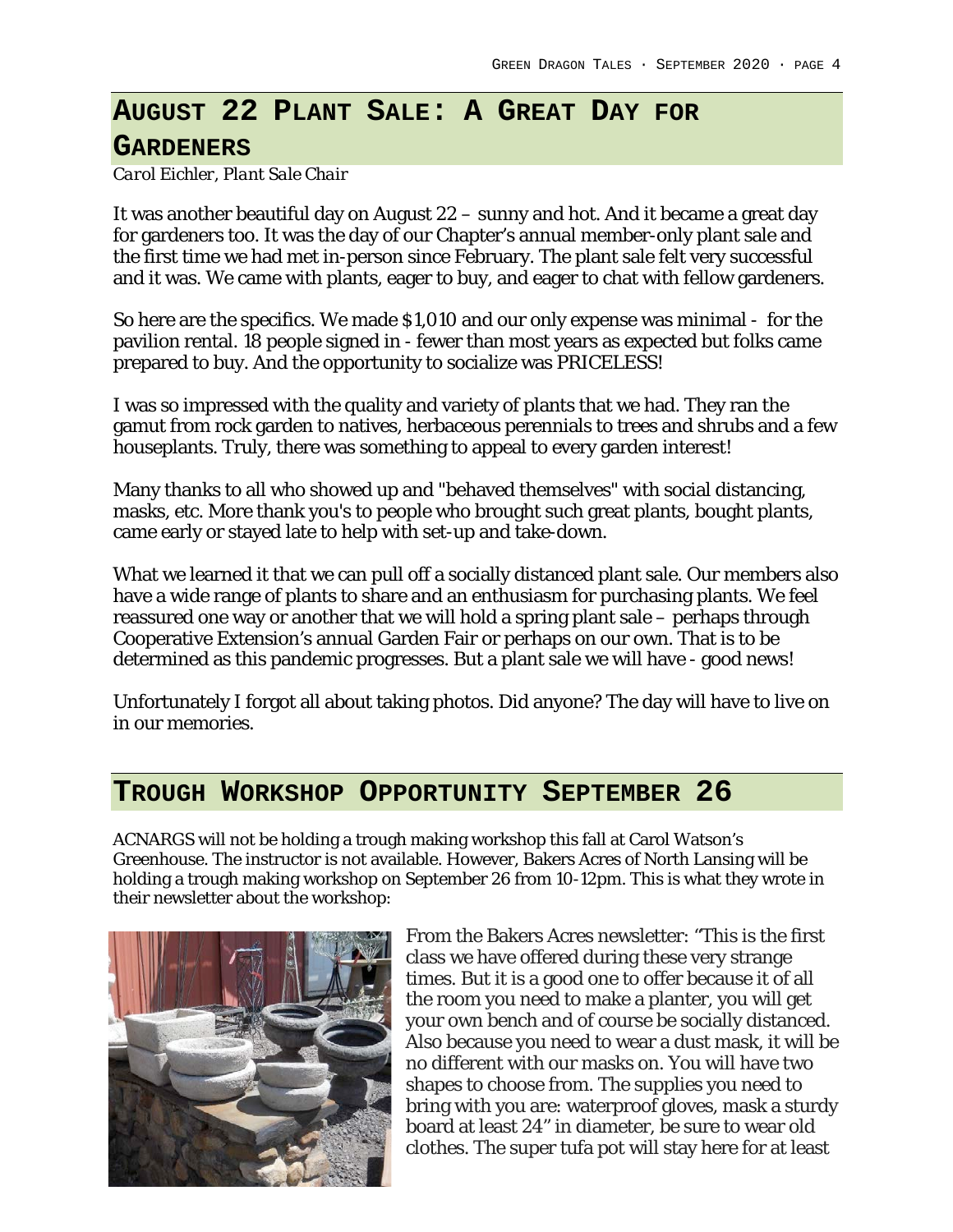## August 22 Plant Sale: A Great Day for Gardeners

*Carol Eichler, Plant Sale Chair*

It was another beautiful day on August 22 – sunny and hot. And it became a great day for gardeners too. It was the day of our Chapter's annual member-only plant sale and the first time we had met in-person since February. The plant sale felt very successful and it was. We came with plants, eager to buy, and eager to chat with fellow gardeners.

So here are the specifics. We made $1,010 and our only expense was minimal - for the pavilion rental. 18 people signed in - fewer than most years as expected but folks came prepared to buy. And the opportunity to socialize was PRICELESS!

I was so impressed with the quality and variety of plants that we had. They ran the gamut from rock garden to natives, herbaceous perennials to trees and shrubs and a few houseplants. Truly, there was something to appeal to every garden interest!

Many thanks to all who showed up and "behaved themselves" with social distancing, masks, etc. More thank you's to people who brought such great plants, bought plants, came early or stayed late to help with set-up and take-down.

What we learned it that we can pull off a socially distanced plant sale. Our members also have a wide range of plants to share and an enthusiasm for purchasing plants. We feel reassured one way or another that we will hold a spring plant sale – perhaps through Cooperative Extension's annual Garden Fair or perhaps on our own. That is to be determined as this pandemic progresses. But a plant sale we will have - good news!

Unfortunately I forgot all about taking photos. Did anyone? The day will have to live on in our memories.

## Trough Workshop Opportunity September 26

ACNARGS will not be holding a trough making workshop this fall at Carol Watson's Greenhouse. The instructor is not available. However, Bakers Acres of North Lansing will be holding a trough making workshop on September 26 from 10-12pm. This is what they wrote in their newsletter about the workshop:

From the Bakers Acres newsletter: "This is the first class we have offered during these very strange times. But it is a good one to offer because it of all the room you need to make a planter, you will get your own bench and of course be socially distanced. Also because you need to wear a dust mask, it will be no different with our masks on. You will have two shapes to choose from. The supplies you need to bring with you are: waterproof gloves, mask a sturdy board at least 24" in diameter, be sure to wear old clothes. The super tufa pot will stay here for at least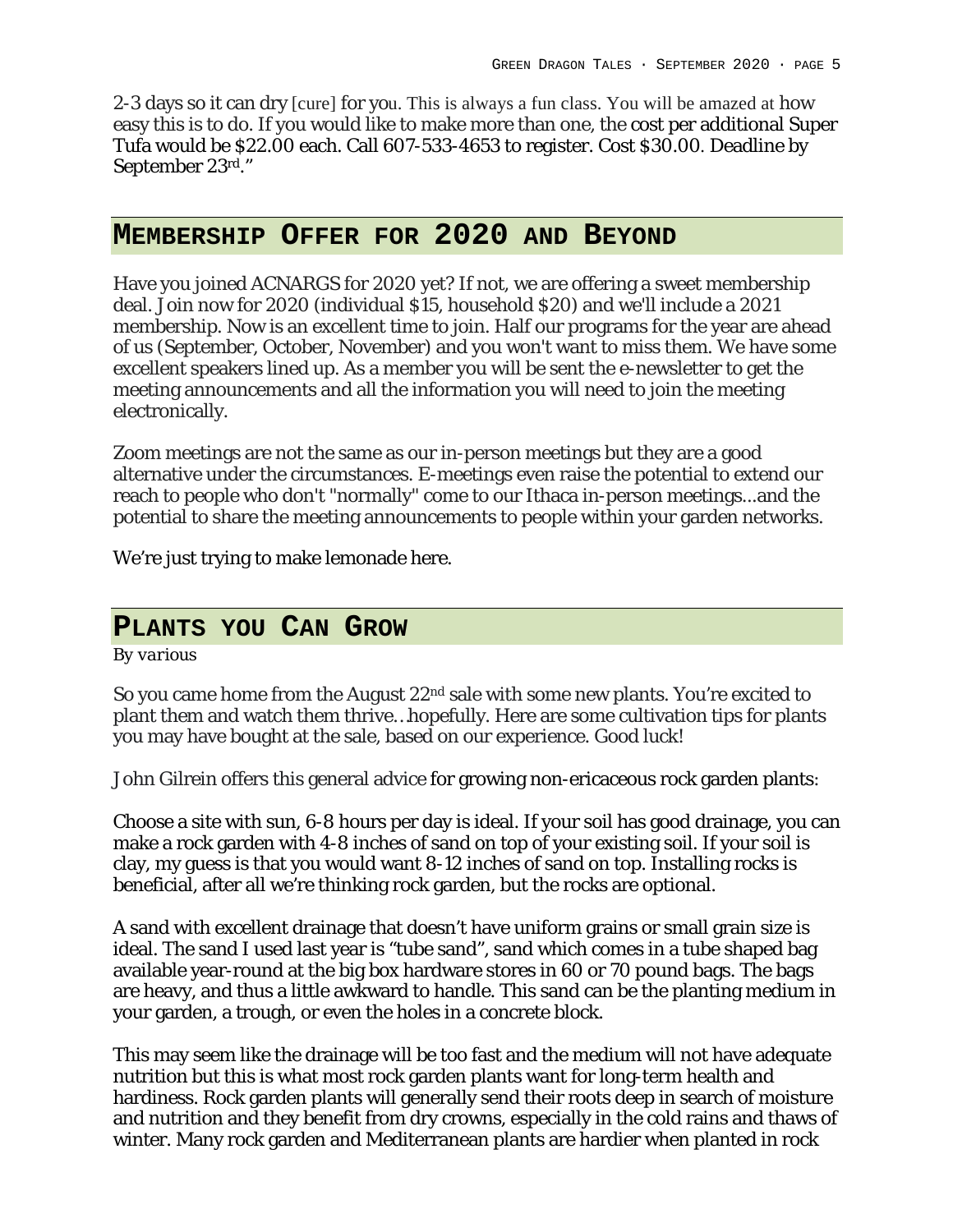2-3 days so it can dry [cure] for you. This is always a fun class. You will be amazed at how easy this is to do. If you would like to make more than one, the cost per additional Super Tufa would be $22.00 each. Call 607-533-4653 to register. Cost $30.00. Deadline by September 23rd."

## Membership Offer for 2020 and Beyond

Have you joined ACNARGS for 2020 yet? If not, we are offering a sweet membership deal. Join now for 2020 (individual $15, household $20) and we'll include a 2021 membership. Now is an excellent time to join. Half our programs for the year are ahead of us (September, October, November) and you won't want to miss them. We have some excellent speakers lined up. As a member you will be sent the e-newsletter to get the meeting announcements and all the information you will need to join the meeting electronically.

Zoom meetings are not the same as our in-person meetings but they are a good alternative under the circumstances. E-meetings even raise the potential to extend our reach to people who don't "normally" come to our Ithaca in-person meetings...and the potential to share the meeting announcements to people within your garden networks.

We're just trying to make lemonade here.

## Plants You Can Grow

*By various*

So you came home from the August 22nd sale with some new plants. You're excited to plant them and watch them thrive…hopefully. Here are some cultivation tips for plants you may have bought at the sale, based on our experience. Good luck!

John Gilrein offers this general advice for growing non-ericaceous rock garden plants:

Choose a site with sun, 6-8 hours per day is ideal. If your soil has good drainage, you can make a rock garden with 4-8 inches of sand on top of your existing soil. If your soil is clay, my guess is that you would want 8-12 inches of sand on top. Installing rocks is beneficial, after all we're thinking rock garden, but the rocks are optional.

A sand with excellent drainage that doesn't have uniform grains or small grain size is ideal. The sand I used last year is "tube sand", sand which comes in a tube shaped bag available year-round at the big box hardware stores in 60 or 70 pound bags. The bags are heavy, and thus a little awkward to handle. This sand can be the planting medium in your garden, a trough, or even the holes in a concrete block.

This may seem like the drainage will be too fast and the medium will not have adequate nutrition but this is what most rock garden plants want for long-term health and hardiness. Rock garden plants will generally send their roots deep in search of moisture and nutrition and they benefit from dry crowns, especially in the cold rains and thaws of winter. Many rock garden and Mediterranean plants are hardier when planted in rock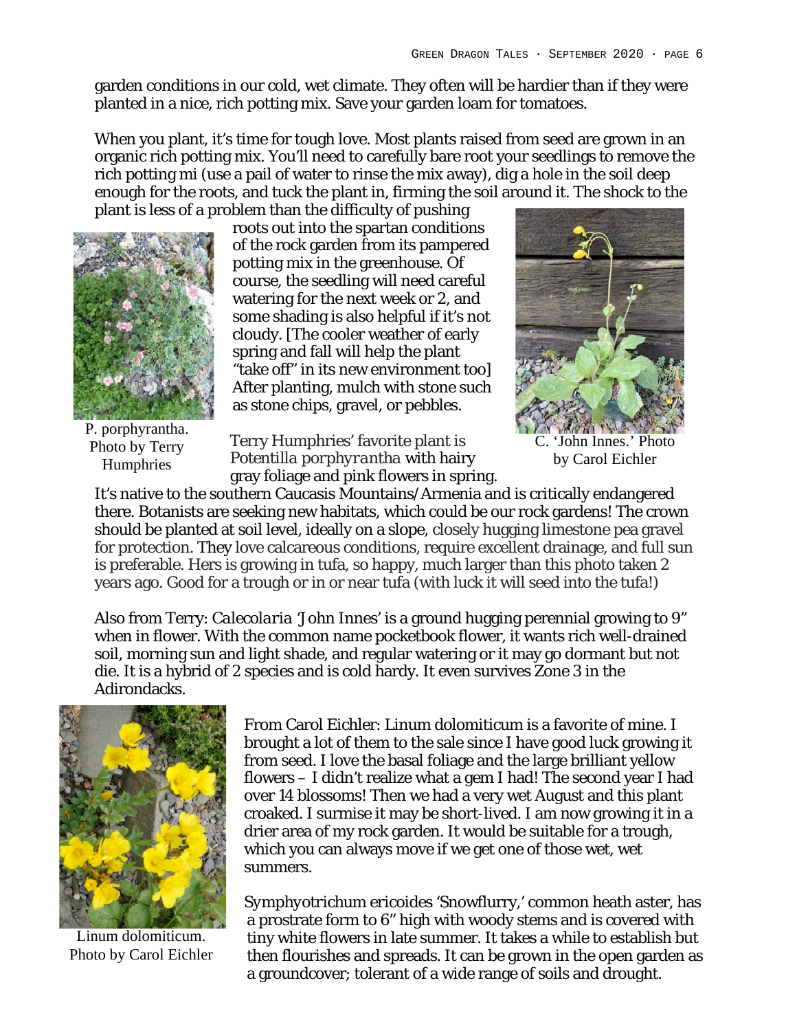garden conditions in our cold, wet climate. They often will be hardier than if they were planted in a nice, rich potting mix. Save your garden loam for tomatoes.

When you plant, it's time for tough love. Most plants raised from seed are grown in an organic rich potting mix. You'll need to carefully bare root your seedlings to remove the rich potting mi (use a pail of water to rinse the mix away), dig a hole in the soil deep enough for the roots, and tuck the plant in, firming the soil around it. The shock to the plant is less of a problem than the difficulty of pushing roots out into the spartan conditions of the rock garden from its pampered potting mix in the greenhouse. Of course, the seedling will need careful watering for the next week or 2, and some shading is also helpful if it's not cloudy. [The cooler weather of early spring and fall will help the plant "take off" in its new environment too] After planting, mulch with stone such as stone chips, gravel, or pebbles.

P. porphyrantha. Photo by Terry Humphries

C. 'John Innes.' Photo by Carol Eichler

Terry Humphries' favorite plant is *Potentilla porphyrantha* with hairy gray foliage and pink flowers in spring. It's native to the southern Caucasis Mountains/Armenia and is critically endangered there. Botanists are seeking new habitats, which could be our rock gardens! The crown should be planted at soil level, ideally on a slope, closely hugging limestone pea gravel for protection. They love calcareous conditions, require excellent drainage, and full sun is preferable. Hers is growing in tufa, so happy, much larger than this photo taken 2 years ago. Good for a trough or in or near tufa (with luck it will seed into the tufa!)

Also from Terry: *Calecolaria* 'John Innes' is a ground hugging perennial growing to 9" when in flower. With the common name pocketbook flower, it wants rich well-drained soil, morning sun and light shade, and regular watering or it may go dormant but not die. It is a hybrid of 2 species and is cold hardy. It even survives Zone 3 in the Adirondacks.

Linum dolomiticum. Photo by Carol Eichler

From Carol Eichler: Linum dolomiticum is a favorite of mine. I brought a lot of them to the sale since I have good luck growing it from seed. I love the basal foliage and the large brilliant yellow flowers – I didn't realize what a gem I had! The second year I had over 14 blossoms! Then we had a very wet August and this plant croaked. I surmise it may be short-lived. I am now growing it in a drier area of my rock garden. It would be suitable for a trough, which you can always move if we get one of those wet, wet summers.

Symphyotrichum ericoides 'Snowflurry,' common heath aster, has a prostrate form to 6" high with woody stems and is covered with tiny white flowers in late summer. It takes a while to establish but then flourishes and spreads. It can be grown in the open garden as a groundcover; tolerant of a wide range of soils and drought.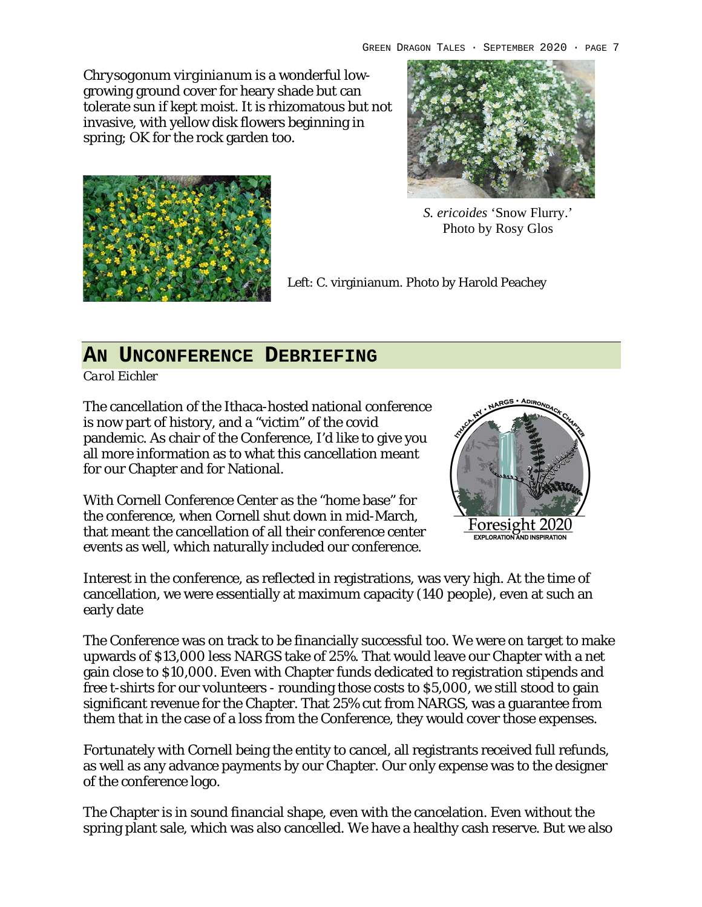*Chrysogonum virginianum* is a wonderful low-growing ground cover for heary shade but can tolerate sun if kept moist. It is rhizomatous but not invasive, with yellow disk flowers beginning in spring; OK for the rock garden too.

*S. ericoides* 'Snow Flurry.' Photo by Rosy Glos

Left: C. virginianum. Photo by Harold Peachey

## An Unconference Debriefing

*Carol Eichler*

The cancellation of the Ithaca-hosted national conference is now part of history, and a "victim" of the covid pandemic. As chair of the Conference, I'd like to give you all more information as to what this cancellation meant for our Chapter and for National.

With Cornell Conference Center as the "home base" for the conference, when Cornell shut down in mid-March, that meant the cancellation of all their conference center events as well, which naturally included our conference.

Interest in the conference, as reflected in registrations, was very high. At the time of cancellation, we were essentially at maximum capacity (140 people), even at such an early date

The Conference was on track to be financially successful too. We were on target to make upwards of $13,000 less NARGS take of 25%. That would leave our Chapter with a net gain close to $10,000. Even with Chapter funds dedicated to registration stipends and free t-shirts for our volunteers - rounding those costs to $5,000, we still stood to gain significant revenue for the Chapter. That 25% cut from NARGS, was a guarantee from them that in the case of a loss from the Conference, they would cover those expenses.

Fortunately with Cornell being the entity to cancel, all registrants received full refunds, as well as any advance payments by our Chapter. Our only expense was to the designer of the conference logo.

The Chapter is in sound financial shape, even with the cancelation. Even without the spring plant sale, which was also cancelled. We have a healthy cash reserve. But we also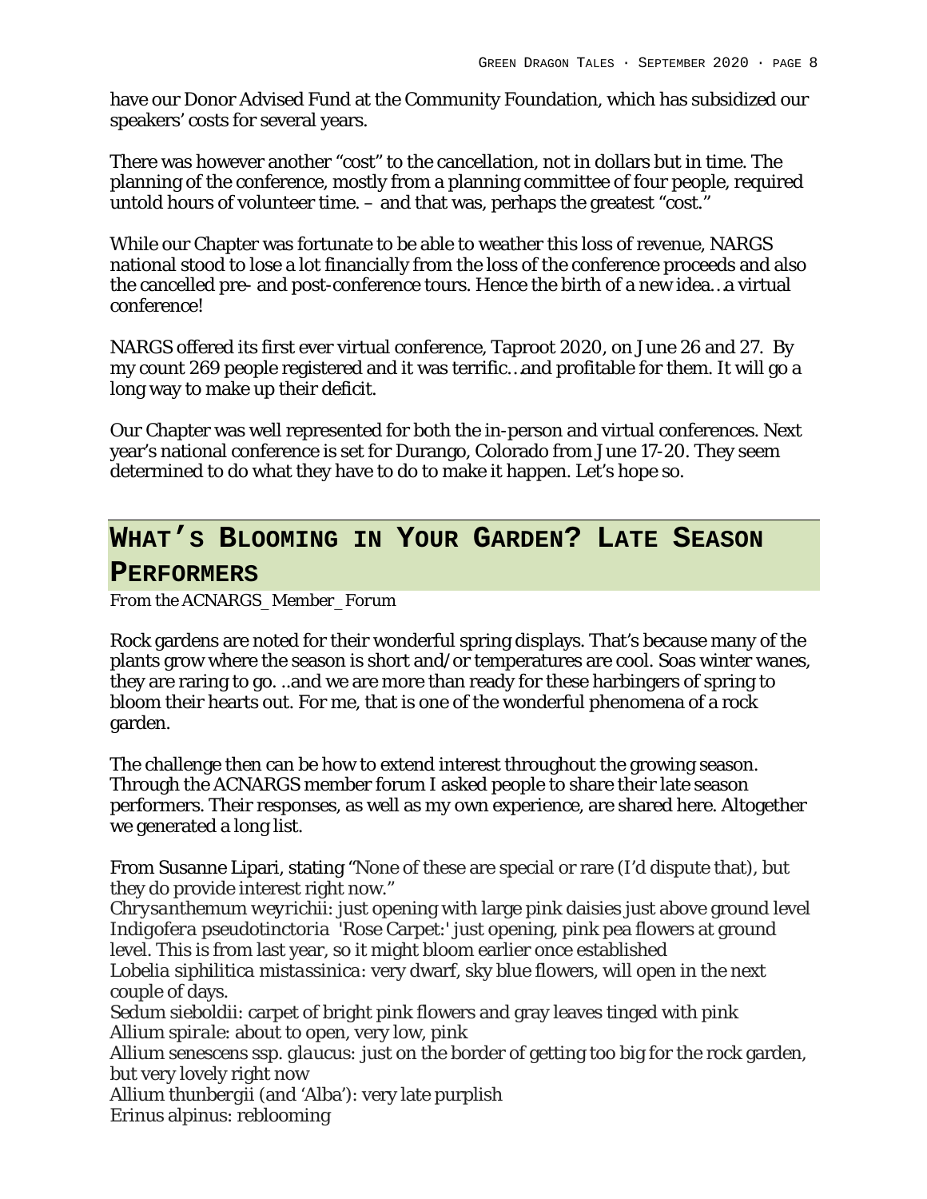have our Donor Advised Fund at the Community Foundation, which has subsidized our speakers' costs for several years.

There was however another "cost" to the cancellation, not in dollars but in time. The planning of the conference, mostly from a planning committee of four people, required untold hours of volunteer time. – and that was, perhaps the greatest "cost."

While our Chapter was fortunate to be able to weather this loss of revenue, NARGS national stood to lose a lot financially from the loss of the conference proceeds and also the cancelled pre- and post-conference tours. Hence the birth of a new idea…a virtual conference!

NARGS offered its first ever virtual conference, Taproot 2020, on June 26 and 27. By my count 269 people registered and it was terrific…and profitable for them. It will go a long way to make up their deficit.

Our Chapter was well represented for both the in-person and virtual conferences. Next year's national conference is set for Durango, Colorado from June 17-20. They seem determined to do what they have to do to make it happen. Let's hope so.

## What's Blooming in Your Garden? Late Season Performers

*From the ACNARGS_Member_Forum*

Rock gardens are noted for their wonderful spring displays. That's because many of the plants grow where the season is short and/or temperatures are cool. Soas winter wanes, they are raring to go. ..and we are more than ready for these harbingers of spring to bloom their hearts out. For me, that is one of the wonderful phenomena of a rock garden.

The challenge then can be how to extend interest throughout the growing season. Through the ACNARGS member forum I asked people to share their late season performers. Their responses, as well as my own experience, are shared here. Altogether we generated a long list.

From Susanne Lipari, stating "None of these are special or rare (I'd dispute that), but they do provide interest right now."
*Chrysanthemum weyrichii*: just opening with large pink daisies just above ground level
*Indigofera pseudotinctoria* 'Rose Carpet:' just opening, pink pea flowers at ground level. This is from last year, so it might bloom earlier once established
*Lobelia siphilitica mistassinica*: very dwarf, sky blue flowers, will open in the next couple of days.
*Sedum sieboldii*: carpet of bright pink flowers and gray leaves tinged with pink
*Allium spirale*: about to open, very low, pink
*Allium senescens* ssp. *glaucus*: just on the border of getting too big for the rock garden, but very lovely right now
*Allium thunbergii* (and 'Alba'): very late purplish
*Erinus alpinus*: reblooming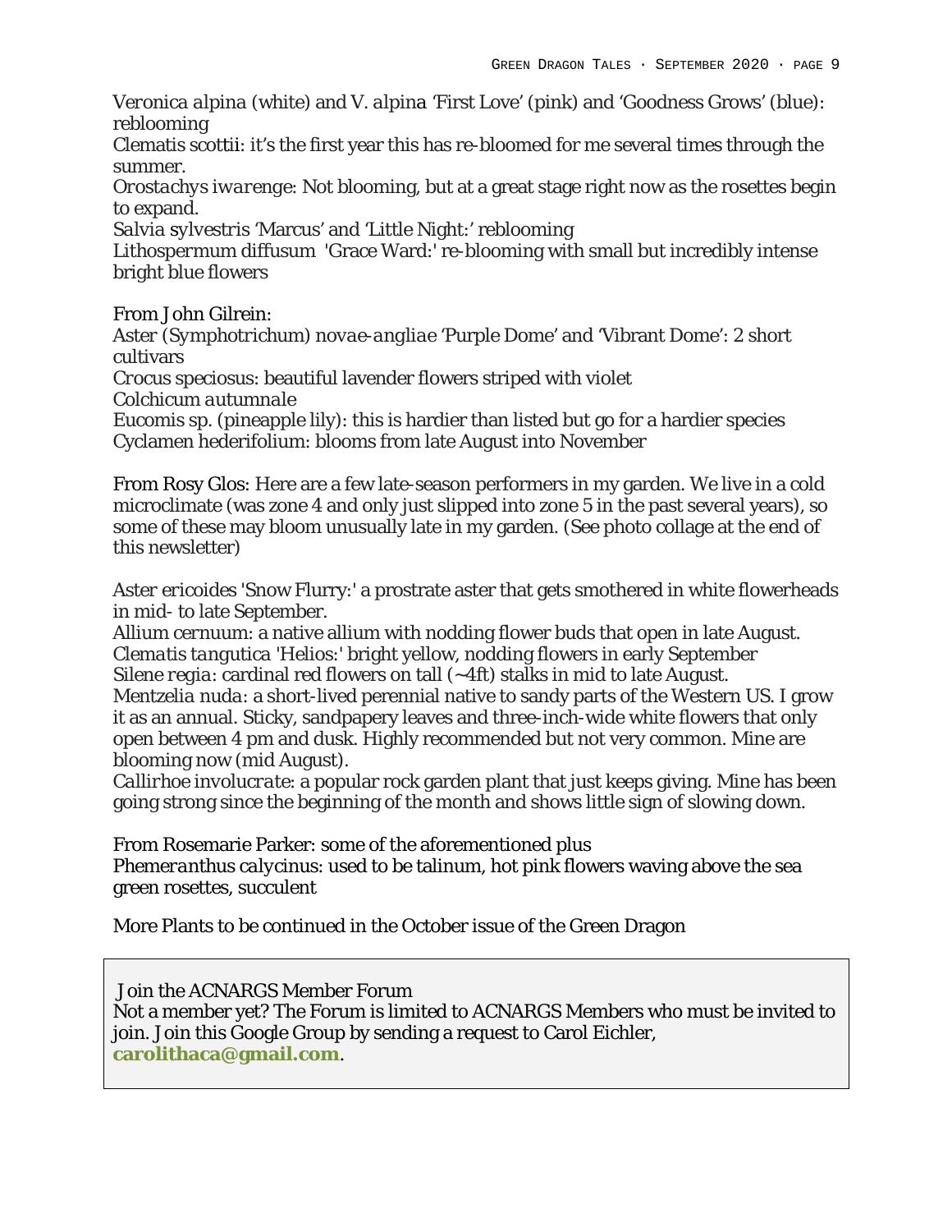*Veronica alpina* (white) and *V. alpina* 'First Love' (pink) and 'Goodness Grows' (blue): reblooming

*Clematis scottii*: it's the first year this has re-bloomed for me several times through the summer.

*Orostachys iwarenge*: Not blooming, but at a great stage right now as the rosettes begin to expand.

*Salvia sylvestris* 'Marcus' and 'Little Night:' reblooming

*Lithospermum diffusum* 'Grace Ward:' re-blooming with small but incredibly intense bright blue flowers

From John Gilrein:

*Aster (Symphotrichum) novae-angliae* 'Purple Dome' and 'Vibrant Dome': 2 short cultivars

*Crocus speciosus*: beautiful lavender flowers striped with violet

*Colchicum autumnale*

*Eucomis* sp. (pineapple lily): this is hardier than listed but go for a hardier species

*Cyclamen hederifolium*: blooms from late August into November

From Rosy Glos: Here are a few late-season performers in my garden. We live in a cold microclimate (was zone 4 and only just slipped into zone 5 in the past several years), so some of these may bloom unusually late in my garden. (See photo collage at the end of this newsletter)

*Aster ericoides* 'Snow Flurry:' a prostrate aster that gets smothered in white flowerheads in mid- to late September.

*Allium cernuum*: a native allium with nodding flower buds that open in late August.

*Clematis tangutica* 'Helios:' bright yellow, nodding flowers in early September

*Silene regia*: cardinal red flowers on tall (~4ft) stalks in mid to late August.

*Mentzelia nuda*: a short-lived perennial native to sandy parts of the Western US. I grow it as an annual. Sticky, sandpapery leaves and three-inch-wide white flowers that only open between 4 pm and dusk. Highly recommended but not very common. Mine are blooming now (mid August).

*Callirhoe involucrate*: a popular rock garden plant that just keeps giving. Mine has been going strong since the beginning of the month and shows little sign of slowing down.

From Rosemarie Parker: some of the aforementioned plus

*Phemeranthus calycinus*: used to be talinum, hot pink flowers waving above the sea green rosettes, succulent

More Plants to be continued in the October issue of the Green Dragon

Join the ACNARGS Member Forum

Not a member yet? The Forum is limited to ACNARGS Members who must be invited to join. Join this Google Group by sending a request to Carol Eichler, **carolithaca@gmail.com**.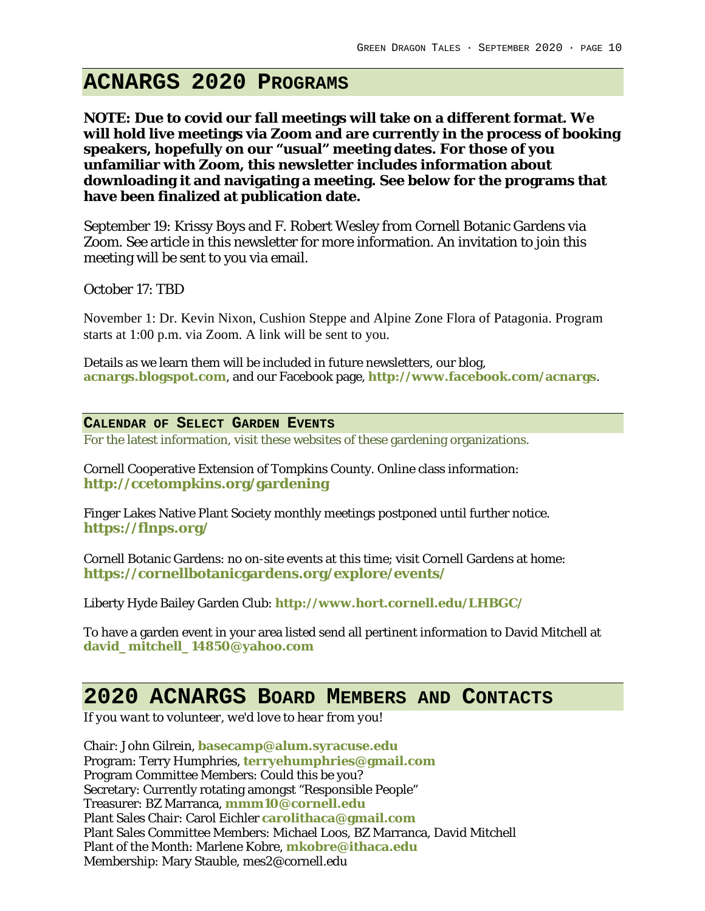# ACNARGS 2020 Programs

**NOTE: Due to covid our fall meetings will take on a different format. We will hold live meetings via Zoom and are currently in the process of booking speakers, hopefully on our "usual" meeting dates. For those of you unfamiliar with Zoom, this newsletter includes information about downloading it and navigating a meeting. See below for the programs that have been finalized at publication date.**

September 19: Krissy Boys and F. Robert Wesley from Cornell Botanic Gardens via Zoom. See article in this newsletter for more information. An invitation to join this meeting will be sent to you via email.

October 17: TBD

November 1: Dr. Kevin Nixon, Cushion Steppe and Alpine Zone Flora of Patagonia. Program starts at 1:00 p.m. via Zoom. A link will be sent to you.

Details as we learn them will be included in future newsletters, our blog, **acnargs.blogspot.com**, and our Facebook page, **http://www.facebook.com/acnargs**.

## Calendar of Select Garden Events

For the latest information, visit these websites of these gardening organizations.

Cornell Cooperative Extension of Tompkins County. Online class information:
**http://ccetompkins.org/gardening**

Finger Lakes Native Plant Society monthly meetings postponed until further notice.
**https://flnps.org/**

Cornell Botanic Gardens: no on-site events at this time; visit Cornell Gardens at home:
**https://cornellbotanicgardens.org/explore/events/**

Liberty Hyde Bailey Garden Club: **http://www.hort.cornell.edu/LHBGC/**

To have a garden event in your area listed send all pertinent information to David Mitchell at **david_mitchell_14850@yahoo.com**

# 2020 ACNARGS Board Members and Contacts

*If you want to volunteer, we'd love to hear from you!*

Chair: John Gilrein, **basecamp@alum.syracuse.edu**
Program: Terry Humphries, **terryehumphries@gmail.com**
Program Committee Members: Could this be you?
Secretary: Currently rotating amongst "Responsible People"
Treasurer: BZ Marranca, **mmm10@cornell.edu**
Plant Sales Chair: Carol Eichler **carolithaca@gmail.com**
Plant Sales Committee Members: Michael Loos, BZ Marranca, David Mitchell
Plant of the Month: Marlene Kobre, **mkobre@ithaca.edu**
Membership: Mary Stauble, mes2@cornell.edu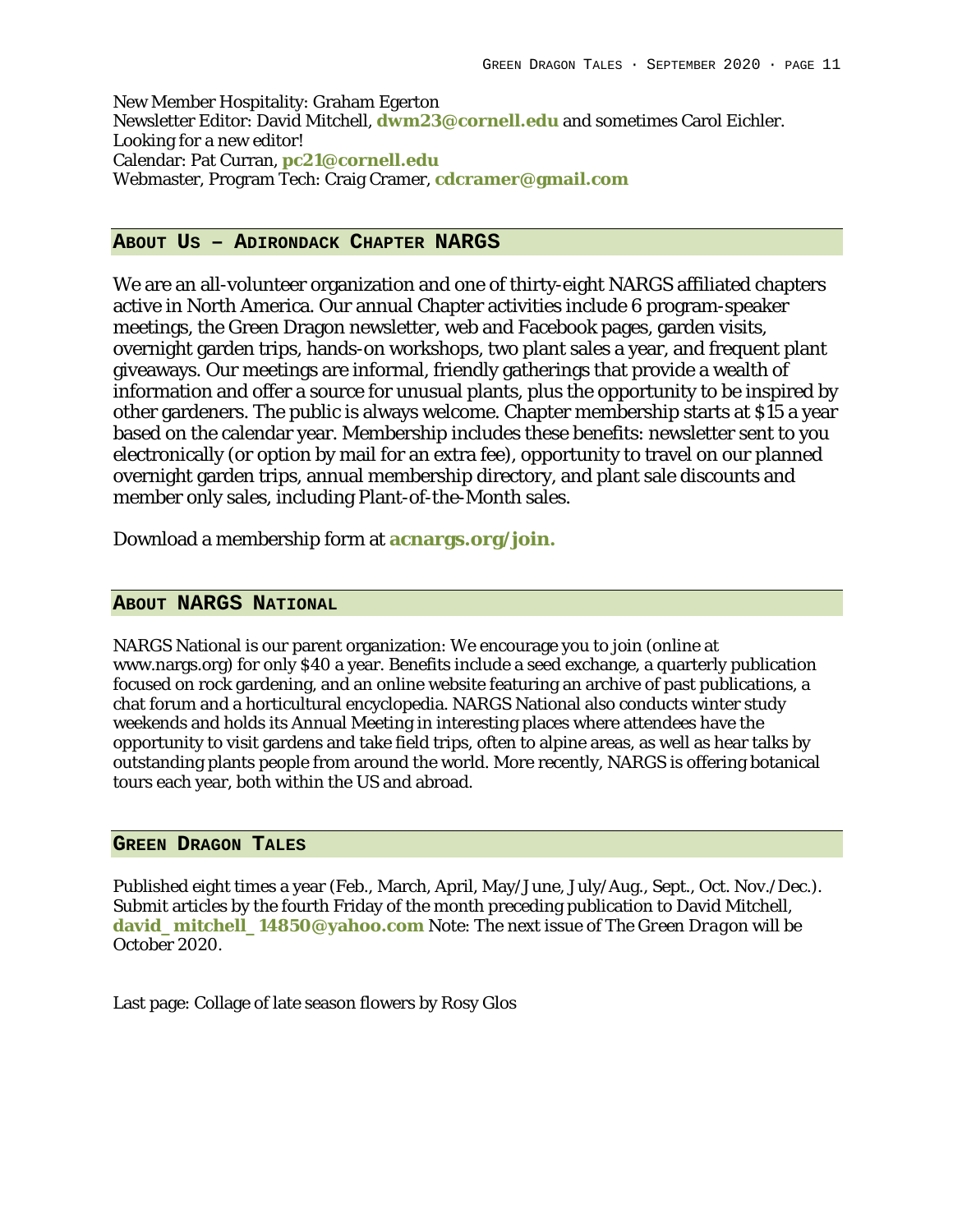New Member Hospitality: Graham Egerton
Newsletter Editor: David Mitchell, **dwm23@cornell.edu** and sometimes Carol Eichler. Looking for a new editor!
Calendar: Pat Curran, **pc21@cornell.edu**
Webmaster, Program Tech: Craig Cramer, **cdcramer@gmail.com**

## About Us – Adirondack Chapter NARGS

We are an all-volunteer organization and one of thirty-eight NARGS affiliated chapters active in North America. Our annual Chapter activities include 6 program-speaker meetings, the Green Dragon newsletter, web and Facebook pages, garden visits, overnight garden trips, hands-on workshops, two plant sales a year, and frequent plant giveaways. Our meetings are informal, friendly gatherings that provide a wealth of information and offer a source for unusual plants, plus the opportunity to be inspired by other gardeners. The public is always welcome. Chapter membership starts at $15 a year based on the calendar year. Membership includes these benefits: newsletter sent to you electronically (or option by mail for an extra fee), opportunity to travel on our planned overnight garden trips, annual membership directory, and plant sale discounts and member only sales, including Plant-of-the-Month sales.

Download a membership form at **acnargs.org/join.**

## About NARGS National

NARGS National is our parent organization: We encourage you to join (online at www.nargs.org) for only $40 a year. Benefits include a seed exchange, a quarterly publication focused on rock gardening, and an online website featuring an archive of past publications, a chat forum and a horticultural encyclopedia. NARGS National also conducts winter study weekends and holds its Annual Meeting in interesting places where attendees have the opportunity to visit gardens and take field trips, often to alpine areas, as well as hear talks by outstanding plants people from around the world. More recently, NARGS is offering botanical tours each year, both within the US and abroad.

## Green Dragon Tales

Published eight times a year (Feb., March, April, May/June, July/Aug., Sept., Oct. Nov./Dec.). Submit articles by the fourth Friday of the month preceding publication to David Mitchell, **david_mitchell_14850@yahoo.com** Note: The next issue of *The Green Dragon* will be October 2020.

Last page: Collage of late season flowers by Rosy Glos